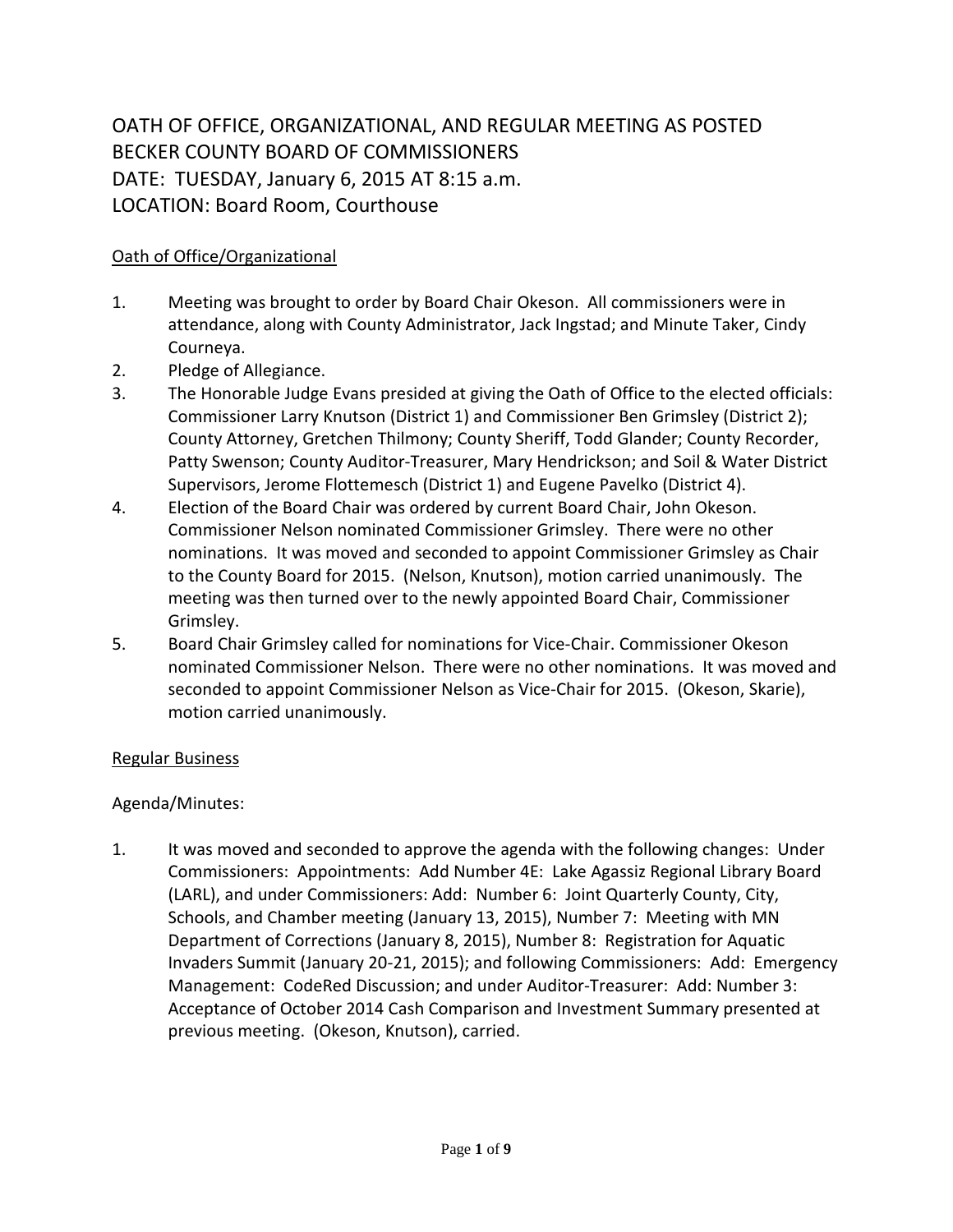# OATH OF OFFICE, ORGANIZATIONAL, AND REGULAR MEETING AS POSTED
# BECKER COUNTY BOARD OF COMMISSIONERS
# DATE: TUESDAY, January 6, 2015 AT 8:15 a.m.
# LOCATION: Board Room, Courthouse

## Oath of Office/Organizational

1. Meeting was brought to order by Board Chair Okeson. All commissioners were in attendance, along with County Administrator, Jack Ingstad; and Minute Taker, Cindy Courneya.
2. Pledge of Allegiance.
3. The Honorable Judge Evans presided at giving the Oath of Office to the elected officials: Commissioner Larry Knutson (District 1) and Commissioner Ben Grimsley (District 2); County Attorney, Gretchen Thilmony; County Sheriff, Todd Glander; County Recorder, Patty Swenson; County Auditor-Treasurer, Mary Hendrickson; and Soil & Water District Supervisors, Jerome Flottemesch (District 1) and Eugene Pavelko (District 4).
4. Election of the Board Chair was ordered by current Board Chair, John Okeson. Commissioner Nelson nominated Commissioner Grimsley. There were no other nominations. It was moved and seconded to appoint Commissioner Grimsley as Chair to the County Board for 2015. (Nelson, Knutson), motion carried unanimously. The meeting was then turned over to the newly appointed Board Chair, Commissioner Grimsley.
5. Board Chair Grimsley called for nominations for Vice-Chair. Commissioner Okeson nominated Commissioner Nelson. There were no other nominations. It was moved and seconded to appoint Commissioner Nelson as Vice-Chair for 2015. (Okeson, Skarie), motion carried unanimously.

## Regular Business

Agenda/Minutes:

1. It was moved and seconded to approve the agenda with the following changes: Under Commissioners: Appointments: Add Number 4E: Lake Agassiz Regional Library Board (LARL), and under Commissioners: Add: Number 6: Joint Quarterly County, City, Schools, and Chamber meeting (January 13, 2015), Number 7: Meeting with MN Department of Corrections (January 8, 2015), Number 8: Registration for Aquatic Invaders Summit (January 20-21, 2015); and following Commissioners: Add: Emergency Management: CodeRed Discussion; and under Auditor-Treasurer: Add: Number 3: Acceptance of October 2014 Cash Comparison and Investment Summary presented at previous meeting. (Okeson, Knutson), carried.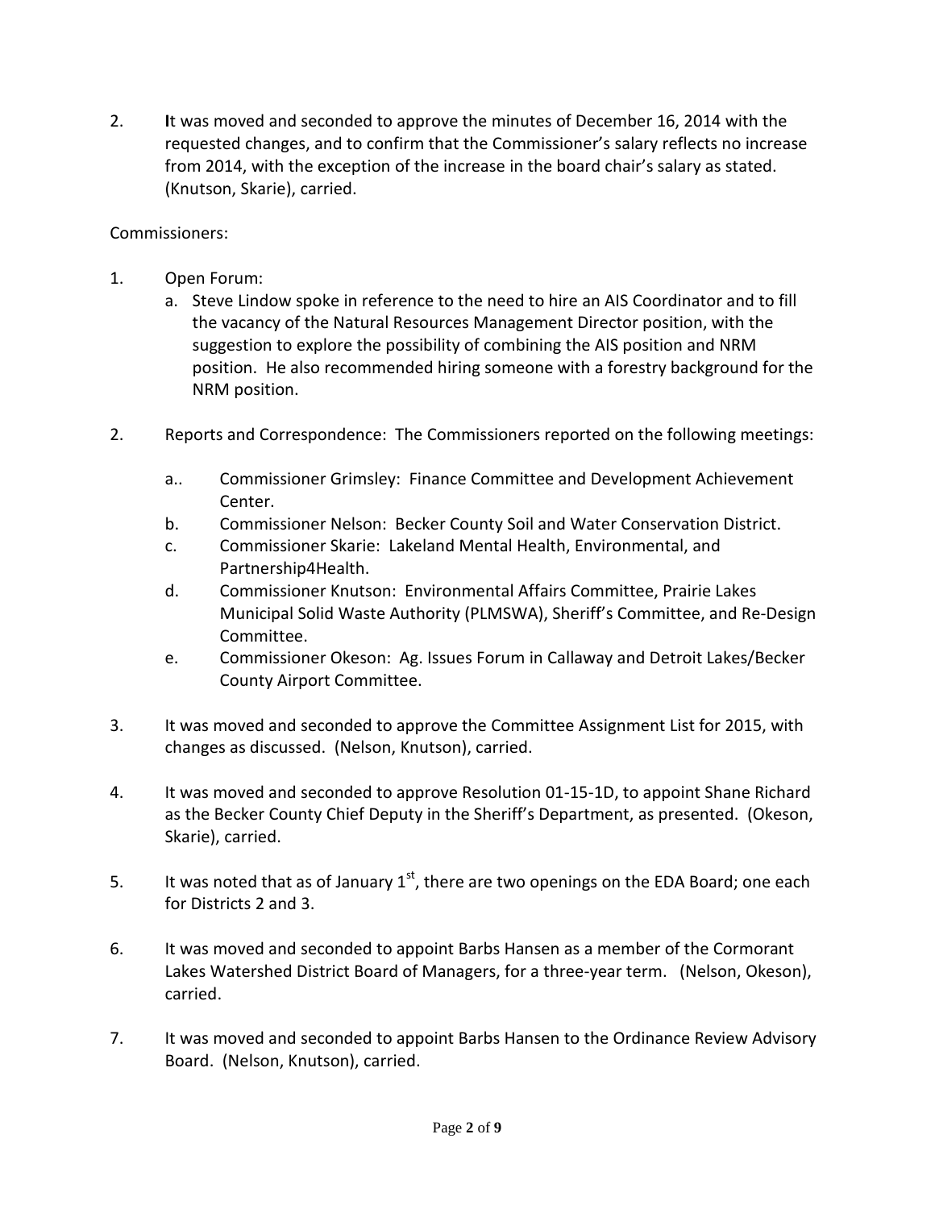2. It was moved and seconded to approve the minutes of December 16, 2014 with the requested changes, and to confirm that the Commissioner's salary reflects no increase from 2014, with the exception of the increase in the board chair's salary as stated. (Knutson, Skarie), carried.

Commissioners:

1. Open Forum:
   a. Steve Lindow spoke in reference to the need to hire an AIS Coordinator and to fill the vacancy of the Natural Resources Management Director position, with the suggestion to explore the possibility of combining the AIS position and NRM position. He also recommended hiring someone with a forestry background for the NRM position.

2. Reports and Correspondence: The Commissioners reported on the following meetings:

   a.. Commissioner Grimsley: Finance Committee and Development Achievement Center.
   b. Commissioner Nelson: Becker County Soil and Water Conservation District.
   c. Commissioner Skarie: Lakeland Mental Health, Environmental, and Partnership4Health.
   d. Commissioner Knutson: Environmental Affairs Committee, Prairie Lakes Municipal Solid Waste Authority (PLMSWA), Sheriff's Committee, and Re-Design Committee.
   e. Commissioner Okeson: Ag. Issues Forum in Callaway and Detroit Lakes/Becker County Airport Committee.

3. It was moved and seconded to approve the Committee Assignment List for 2015, with changes as discussed. (Nelson, Knutson), carried.

4. It was moved and seconded to approve Resolution 01-15-1D, to appoint Shane Richard as the Becker County Chief Deputy in the Sheriff's Department, as presented. (Okeson, Skarie), carried.

5. It was noted that as of January 1st, there are two openings on the EDA Board; one each for Districts 2 and 3.

6. It was moved and seconded to appoint Barbs Hansen as a member of the Cormorant Lakes Watershed District Board of Managers, for a three-year term. (Nelson, Okeson), carried.

7. It was moved and seconded to appoint Barbs Hansen to the Ordinance Review Advisory Board. (Nelson, Knutson), carried.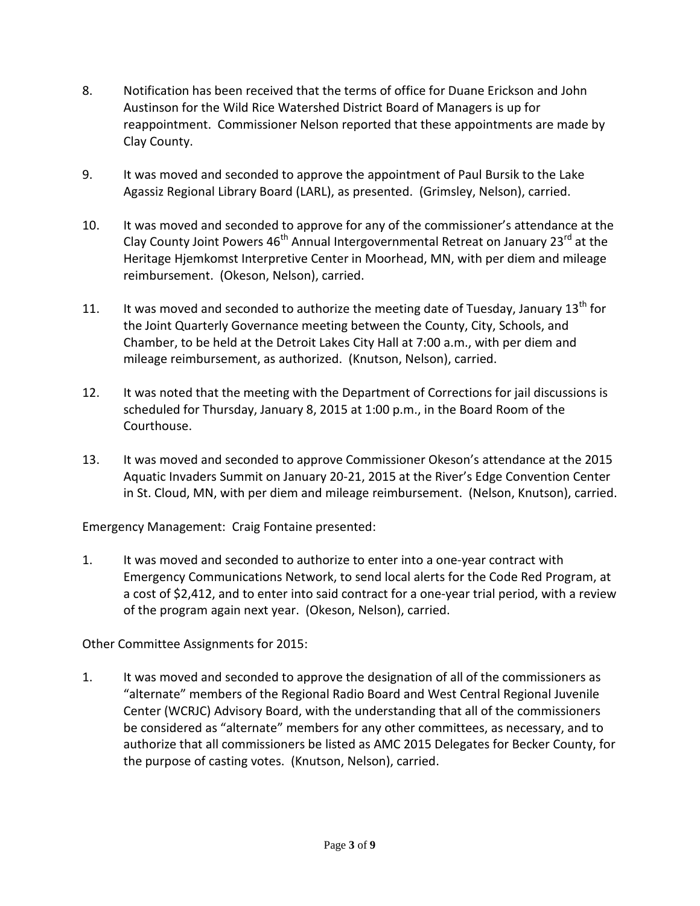8. Notification has been received that the terms of office for Duane Erickson and John Austinson for the Wild Rice Watershed District Board of Managers is up for reappointment. Commissioner Nelson reported that these appointments are made by Clay County.

9. It was moved and seconded to approve the appointment of Paul Bursik to the Lake Agassiz Regional Library Board (LARL), as presented. (Grimsley, Nelson), carried.

10. It was moved and seconded to approve for any of the commissioner's attendance at the Clay County Joint Powers 46th Annual Intergovernmental Retreat on January 23rd at the Heritage Hjemkomst Interpretive Center in Moorhead, MN, with per diem and mileage reimbursement. (Okeson, Nelson), carried.

11. It was moved and seconded to authorize the meeting date of Tuesday, January 13th for the Joint Quarterly Governance meeting between the County, City, Schools, and Chamber, to be held at the Detroit Lakes City Hall at 7:00 a.m., with per diem and mileage reimbursement, as authorized. (Knutson, Nelson), carried.

12. It was noted that the meeting with the Department of Corrections for jail discussions is scheduled for Thursday, January 8, 2015 at 1:00 p.m., in the Board Room of the Courthouse.

13. It was moved and seconded to approve Commissioner Okeson's attendance at the 2015 Aquatic Invaders Summit on January 20-21, 2015 at the River's Edge Convention Center in St. Cloud, MN, with per diem and mileage reimbursement. (Nelson, Knutson), carried.

Emergency Management: Craig Fontaine presented:

1. It was moved and seconded to authorize to enter into a one-year contract with Emergency Communications Network, to send local alerts for the Code Red Program, at a cost of $2,412, and to enter into said contract for a one-year trial period, with a review of the program again next year. (Okeson, Nelson), carried.

Other Committee Assignments for 2015:

1. It was moved and seconded to approve the designation of all of the commissioners as "alternate" members of the Regional Radio Board and West Central Regional Juvenile Center (WCRJC) Advisory Board, with the understanding that all of the commissioners be considered as "alternate" members for any other committees, as necessary, and to authorize that all commissioners be listed as AMC 2015 Delegates for Becker County, for the purpose of casting votes. (Knutson, Nelson), carried.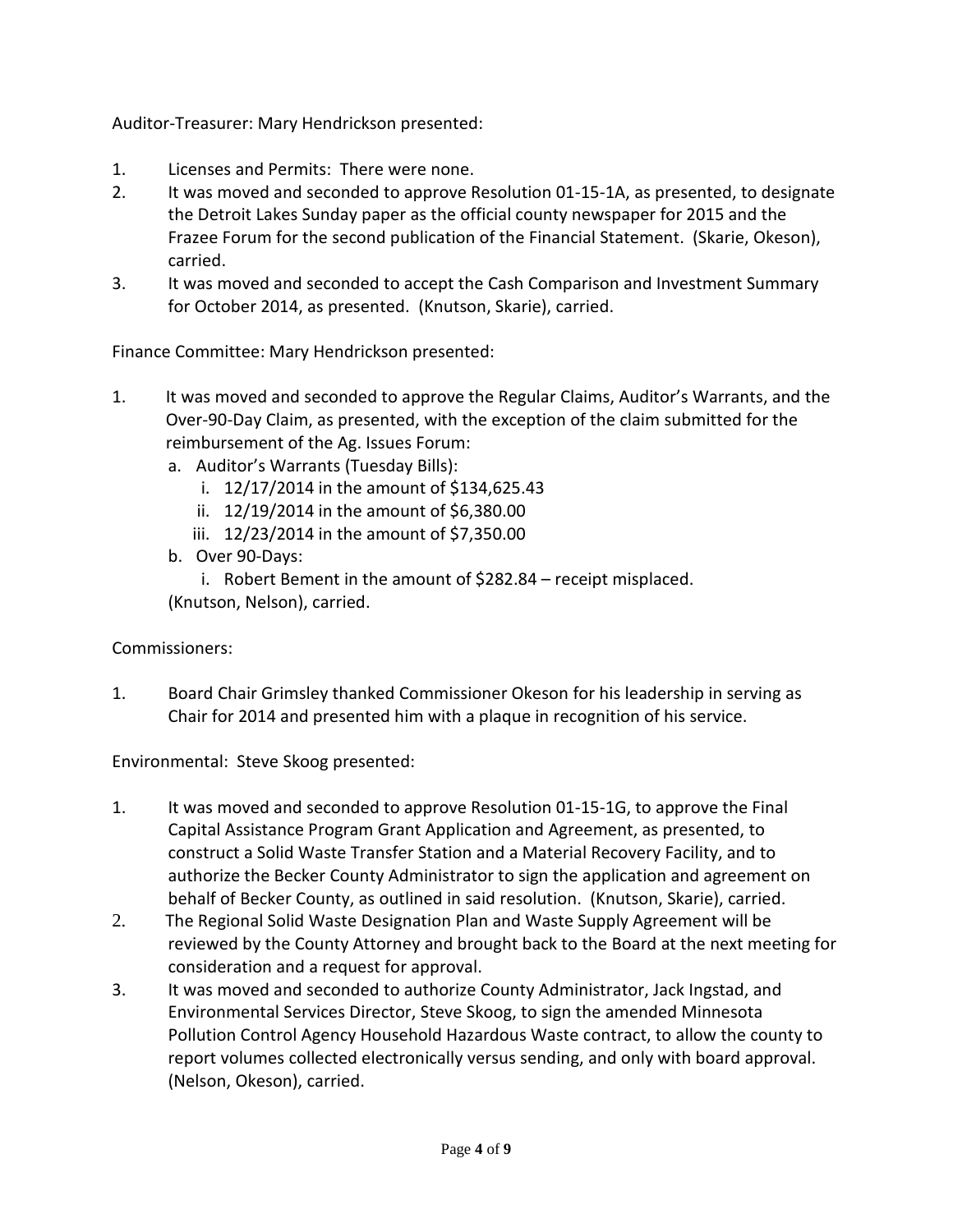Auditor-Treasurer: Mary Hendrickson presented:

1. Licenses and Permits: There were none.
2. It was moved and seconded to approve Resolution 01-15-1A, as presented, to designate the Detroit Lakes Sunday paper as the official county newspaper for 2015 and the Frazee Forum for the second publication of the Financial Statement. (Skarie, Okeson), carried.
3. It was moved and seconded to accept the Cash Comparison and Investment Summary for October 2014, as presented. (Knutson, Skarie), carried.

Finance Committee: Mary Hendrickson presented:

1. It was moved and seconded to approve the Regular Claims, Auditor's Warrants, and the Over-90-Day Claim, as presented, with the exception of the claim submitted for the reimbursement of the Ag. Issues Forum:
   a. Auditor's Warrants (Tuesday Bills):
      i. 12/17/2014 in the amount of $134,625.43
      ii. 12/19/2014 in the amount of $6,380.00
      iii. 12/23/2014 in the amount of $7,350.00
   b. Over 90-Days:
      i. Robert Bement in the amount of $282.84 – receipt misplaced.

   (Knutson, Nelson), carried.

Commissioners:

1. Board Chair Grimsley thanked Commissioner Okeson for his leadership in serving as Chair for 2014 and presented him with a plaque in recognition of his service.

Environmental: Steve Skoog presented:

1. It was moved and seconded to approve Resolution 01-15-1G, to approve the Final Capital Assistance Program Grant Application and Agreement, as presented, to construct a Solid Waste Transfer Station and a Material Recovery Facility, and to authorize the Becker County Administrator to sign the application and agreement on behalf of Becker County, as outlined in said resolution. (Knutson, Skarie), carried.
2. The Regional Solid Waste Designation Plan and Waste Supply Agreement will be reviewed by the County Attorney and brought back to the Board at the next meeting for consideration and a request for approval.
3. It was moved and seconded to authorize County Administrator, Jack Ingstad, and Environmental Services Director, Steve Skoog, to sign the amended Minnesota Pollution Control Agency Household Hazardous Waste contract, to allow the county to report volumes collected electronically versus sending, and only with board approval. (Nelson, Okeson), carried.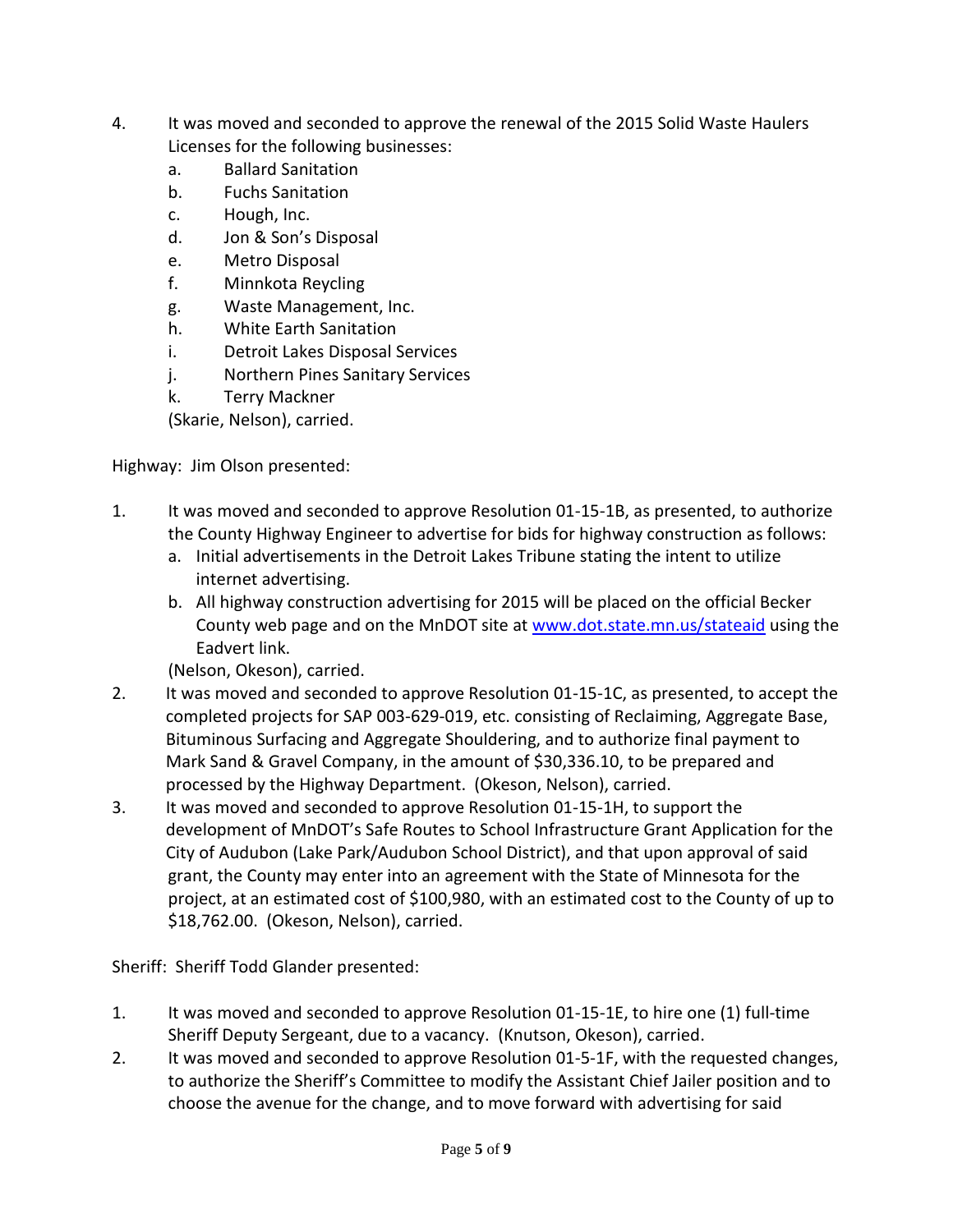4. It was moved and seconded to approve the renewal of the 2015 Solid Waste Haulers Licenses for the following businesses:
   a. Ballard Sanitation
   b. Fuchs Sanitation
   c. Hough, Inc.
   d. Jon & Son's Disposal
   e. Metro Disposal
   f. Minnkota Reycling
   g. Waste Management, Inc.
   h. White Earth Sanitation
   i. Detroit Lakes Disposal Services
   j. Northern Pines Sanitary Services
   k. Terry Mackner

   (Skarie, Nelson), carried.

Highway: Jim Olson presented:

1. It was moved and seconded to approve Resolution 01-15-1B, as presented, to authorize the County Highway Engineer to advertise for bids for highway construction as follows:
   a. Initial advertisements in the Detroit Lakes Tribune stating the intent to utilize internet advertising.
   b. All highway construction advertising for 2015 will be placed on the official Becker County web page and on the MnDOT site at www.dot.state.mn.us/stateaid using the Eadvert link.

   (Nelson, Okeson), carried.
2. It was moved and seconded to approve Resolution 01-15-1C, as presented, to accept the completed projects for SAP 003-629-019, etc. consisting of Reclaiming, Aggregate Base, Bituminous Surfacing and Aggregate Shouldering, and to authorize final payment to Mark Sand & Gravel Company, in the amount of $30,336.10, to be prepared and processed by the Highway Department. (Okeson, Nelson), carried.
3. It was moved and seconded to approve Resolution 01-15-1H, to support the development of MnDOT's Safe Routes to School Infrastructure Grant Application for the City of Audubon (Lake Park/Audubon School District), and that upon approval of said grant, the County may enter into an agreement with the State of Minnesota for the project, at an estimated cost of $100,980, with an estimated cost to the County of up to $18,762.00. (Okeson, Nelson), carried.

Sheriff: Sheriff Todd Glander presented:

1. It was moved and seconded to approve Resolution 01-15-1E, to hire one (1) full-time Sheriff Deputy Sergeant, due to a vacancy. (Knutson, Okeson), carried.
2. It was moved and seconded to approve Resolution 01-5-1F, with the requested changes, to authorize the Sheriff's Committee to modify the Assistant Chief Jailer position and to choose the avenue for the change, and to move forward with advertising for said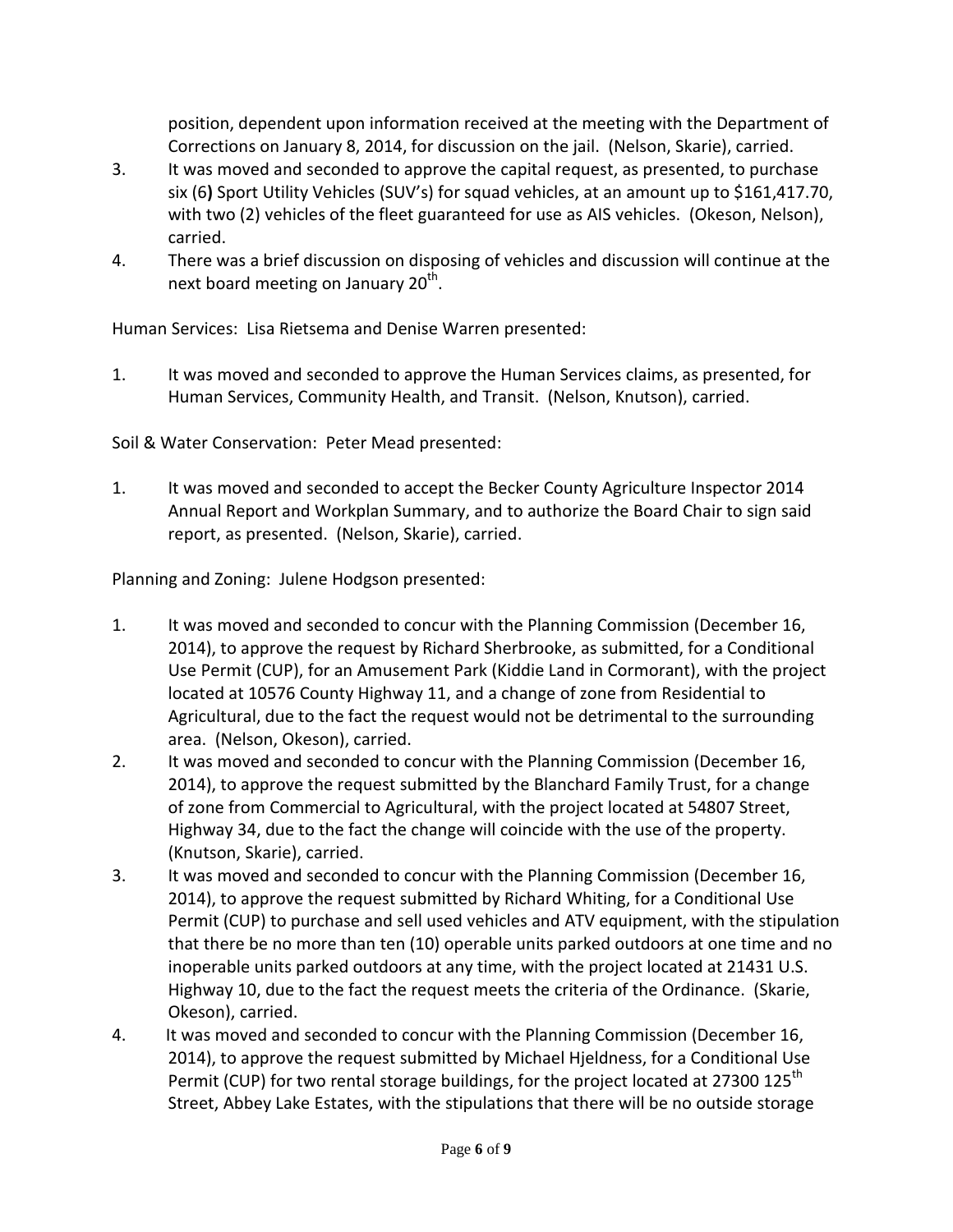position, dependent upon information received at the meeting with the Department of Corrections on January 8, 2014, for discussion on the jail. (Nelson, Skarie), carried.

3. It was moved and seconded to approve the capital request, as presented, to purchase six (6**)** Sport Utility Vehicles (SUV's) for squad vehicles, at an amount up to $161,417.70, with two (2) vehicles of the fleet guaranteed for use as AIS vehicles. (Okeson, Nelson), carried.
4. There was a brief discussion on disposing of vehicles and discussion will continue at the next board meeting on January 20th.

Human Services: Lisa Rietsema and Denise Warren presented:

1. It was moved and seconded to approve the Human Services claims, as presented, for Human Services, Community Health, and Transit. (Nelson, Knutson), carried.

Soil & Water Conservation: Peter Mead presented:

1. It was moved and seconded to accept the Becker County Agriculture Inspector 2014 Annual Report and Workplan Summary, and to authorize the Board Chair to sign said report, as presented. (Nelson, Skarie), carried.

Planning and Zoning: Julene Hodgson presented:

1. It was moved and seconded to concur with the Planning Commission (December 16, 2014), to approve the request by Richard Sherbrooke, as submitted, for a Conditional Use Permit (CUP), for an Amusement Park (Kiddie Land in Cormorant), with the project located at 10576 County Highway 11, and a change of zone from Residential to Agricultural, due to the fact the request would not be detrimental to the surrounding area. (Nelson, Okeson), carried.
2. It was moved and seconded to concur with the Planning Commission (December 16, 2014), to approve the request submitted by the Blanchard Family Trust, for a change of zone from Commercial to Agricultural, with the project located at 54807 Street, Highway 34, due to the fact the change will coincide with the use of the property. (Knutson, Skarie), carried.
3. It was moved and seconded to concur with the Planning Commission (December 16, 2014), to approve the request submitted by Richard Whiting, for a Conditional Use Permit (CUP) to purchase and sell used vehicles and ATV equipment, with the stipulation that there be no more than ten (10) operable units parked outdoors at one time and no inoperable units parked outdoors at any time, with the project located at 21431 U.S. Highway 10, due to the fact the request meets the criteria of the Ordinance. (Skarie, Okeson), carried.
4. It was moved and seconded to concur with the Planning Commission (December 16, 2014), to approve the request submitted by Michael Hjeldness, for a Conditional Use Permit (CUP) for two rental storage buildings, for the project located at 27300 125th Street, Abbey Lake Estates, with the stipulations that there will be no outside storage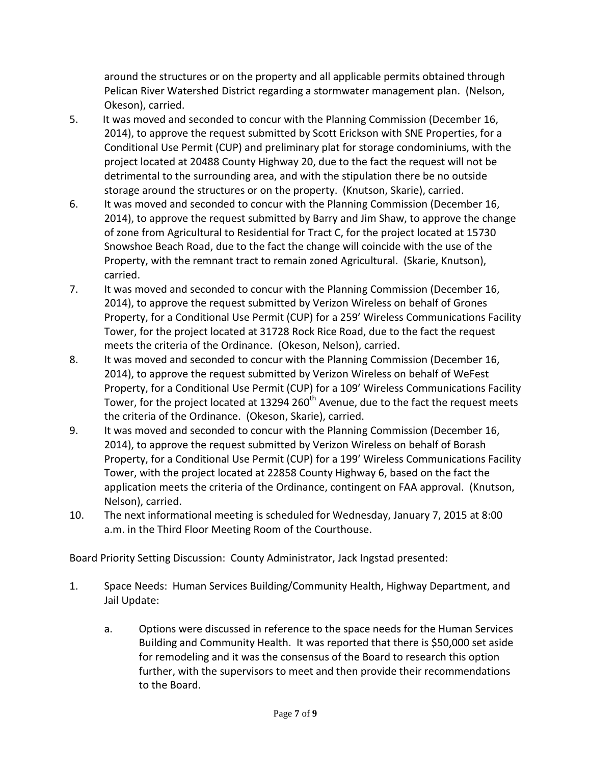around the structures or on the property and all applicable permits obtained through Pelican River Watershed District regarding a stormwater management plan. (Nelson, Okeson), carried.

5. It was moved and seconded to concur with the Planning Commission (December 16, 2014), to approve the request submitted by Scott Erickson with SNE Properties, for a Conditional Use Permit (CUP) and preliminary plat for storage condominiums, with the project located at 20488 County Highway 20, due to the fact the request will not be detrimental to the surrounding area, and with the stipulation there be no outside storage around the structures or on the property. (Knutson, Skarie), carried.
6. It was moved and seconded to concur with the Planning Commission (December 16, 2014), to approve the request submitted by Barry and Jim Shaw, to approve the change of zone from Agricultural to Residential for Tract C, for the project located at 15730 Snowshoe Beach Road, due to the fact the change will coincide with the use of the Property, with the remnant tract to remain zoned Agricultural. (Skarie, Knutson), carried.
7. It was moved and seconded to concur with the Planning Commission (December 16, 2014), to approve the request submitted by Verizon Wireless on behalf of Grones Property, for a Conditional Use Permit (CUP) for a 259' Wireless Communications Facility Tower, for the project located at 31728 Rock Rice Road, due to the fact the request meets the criteria of the Ordinance. (Okeson, Nelson), carried.
8. It was moved and seconded to concur with the Planning Commission (December 16, 2014), to approve the request submitted by Verizon Wireless on behalf of WeFest Property, for a Conditional Use Permit (CUP) for a 109' Wireless Communications Facility Tower, for the project located at 13294 260th Avenue, due to the fact the request meets the criteria of the Ordinance. (Okeson, Skarie), carried.
9. It was moved and seconded to concur with the Planning Commission (December 16, 2014), to approve the request submitted by Verizon Wireless on behalf of Borash Property, for a Conditional Use Permit (CUP) for a 199' Wireless Communications Facility Tower, with the project located at 22858 County Highway 6, based on the fact the application meets the criteria of the Ordinance, contingent on FAA approval. (Knutson, Nelson), carried.
10. The next informational meeting is scheduled for Wednesday, January 7, 2015 at 8:00 a.m. in the Third Floor Meeting Room of the Courthouse.

Board Priority Setting Discussion: County Administrator, Jack Ingstad presented:

1. Space Needs: Human Services Building/Community Health, Highway Department, and Jail Update:

   a. Options were discussed in reference to the space needs for the Human Services Building and Community Health. It was reported that there is $50,000 set aside for remodeling and it was the consensus of the Board to research this option further, with the supervisors to meet and then provide their recommendations to the Board.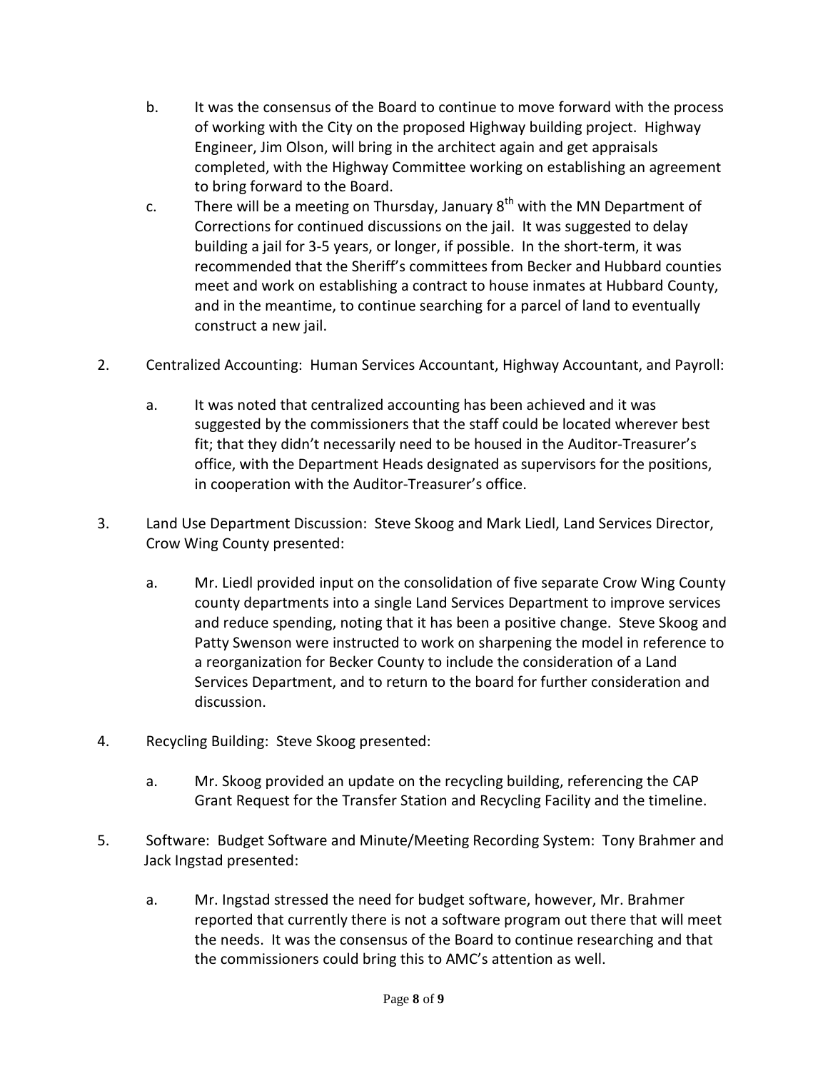b. It was the consensus of the Board to continue to move forward with the process of working with the City on the proposed Highway building project. Highway Engineer, Jim Olson, will bring in the architect again and get appraisals completed, with the Highway Committee working on establishing an agreement to bring forward to the Board.

c. There will be a meeting on Thursday, January 8th with the MN Department of Corrections for continued discussions on the jail. It was suggested to delay building a jail for 3-5 years, or longer, if possible. In the short-term, it was recommended that the Sheriff's committees from Becker and Hubbard counties meet and work on establishing a contract to house inmates at Hubbard County, and in the meantime, to continue searching for a parcel of land to eventually construct a new jail.

2. Centralized Accounting: Human Services Accountant, Highway Accountant, and Payroll:

   a. It was noted that centralized accounting has been achieved and it was suggested by the commissioners that the staff could be located wherever best fit; that they didn't necessarily need to be housed in the Auditor-Treasurer's office, with the Department Heads designated as supervisors for the positions, in cooperation with the Auditor-Treasurer's office.

3. Land Use Department Discussion: Steve Skoog and Mark Liedl, Land Services Director, Crow Wing County presented:

   a. Mr. Liedl provided input on the consolidation of five separate Crow Wing County county departments into a single Land Services Department to improve services and reduce spending, noting that it has been a positive change. Steve Skoog and Patty Swenson were instructed to work on sharpening the model in reference to a reorganization for Becker County to include the consideration of a Land Services Department, and to return to the board for further consideration and discussion.

4. Recycling Building: Steve Skoog presented:

   a. Mr. Skoog provided an update on the recycling building, referencing the CAP Grant Request for the Transfer Station and Recycling Facility and the timeline.

5. Software: Budget Software and Minute/Meeting Recording System: Tony Brahmer and Jack Ingstad presented:

   a. Mr. Ingstad stressed the need for budget software, however, Mr. Brahmer reported that currently there is not a software program out there that will meet the needs. It was the consensus of the Board to continue researching and that the commissioners could bring this to AMC's attention as well.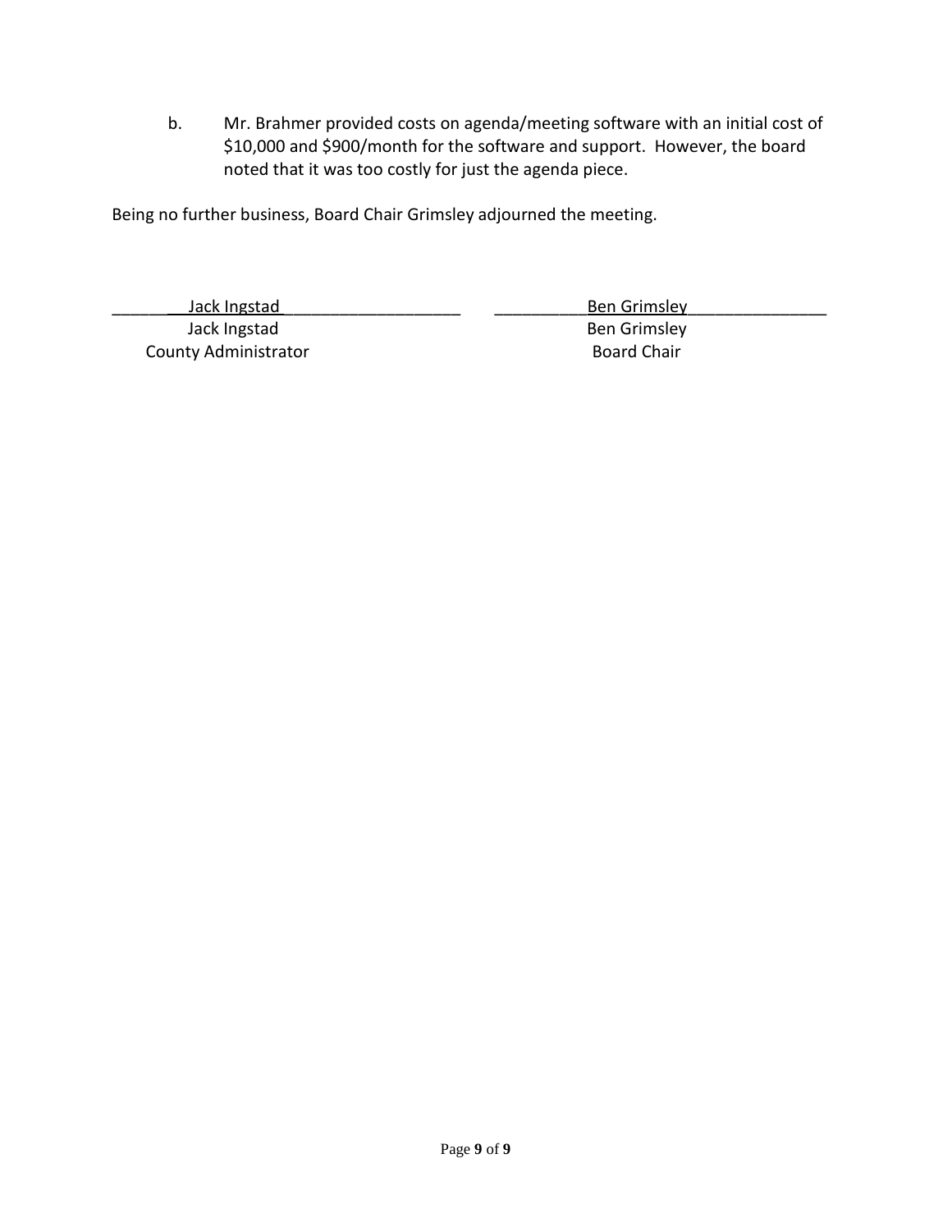b. Mr. Brahmer provided costs on agenda/meeting software with an initial cost of $10,000 and $900/month for the software and support. However, the board noted that it was too costly for just the agenda piece.

Being no further business, Board Chair Grimsley adjourned the meeting.

| | |
|---|---|
| Jack Ingstad | Ben Grimsley |
| Jack Ingstad | Ben Grimsley |
| County Administrator | Board Chair |